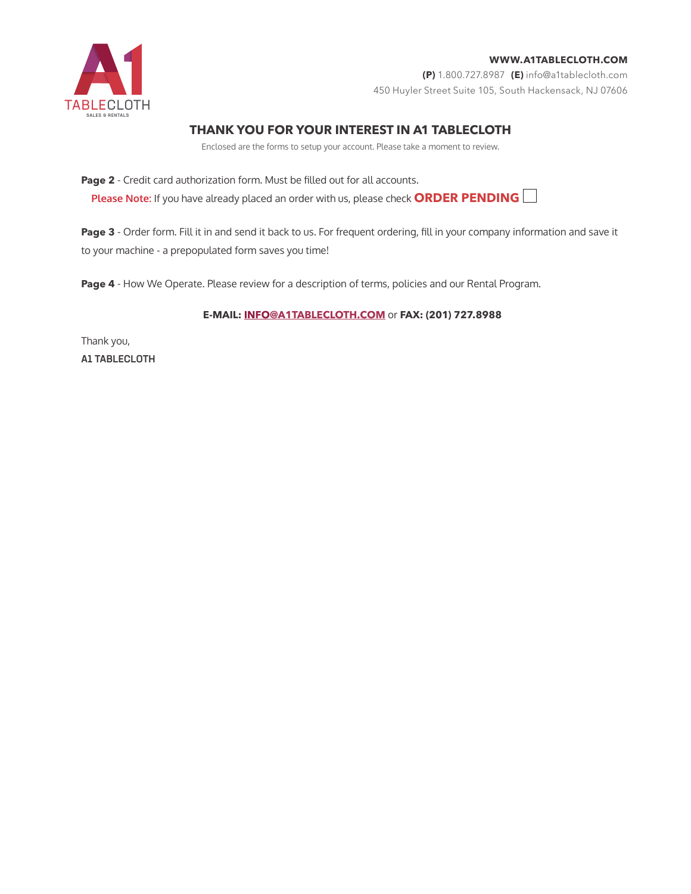A1 TABLECLOTH
SALES & RENTALS

**WWW.A1TABLECLOTH.COM**

**(P)** 1.800.727.8987 **(E)** info@a1tablecloth.com

450 Huyler Street Suite 105, South Hackensack, NJ 07606

## THANK YOU FOR YOUR INTEREST IN A1 TABLECLOTH

Enclosed are the forms to setup your account. Please take a moment to review.

**Page 2** - Credit card authorization form. Must be filled out for all accounts.

**Please Note:** If you have already placed an order with us, please check **ORDER PENDING** ☐

**Page 3** - Order form. Fill it in and send it back to us. For frequent ordering, fill in your company information and save it to your machine - a prepopulated form saves you time!

**Page 4** - How We Operate. Please review for a description of terms, policies and our Rental Program.

**E-MAIL: INFO@A1TABLECLOTH.COM** or **FAX: (201) 727.8988**

Thank you,

**A1 TABLECLOTH**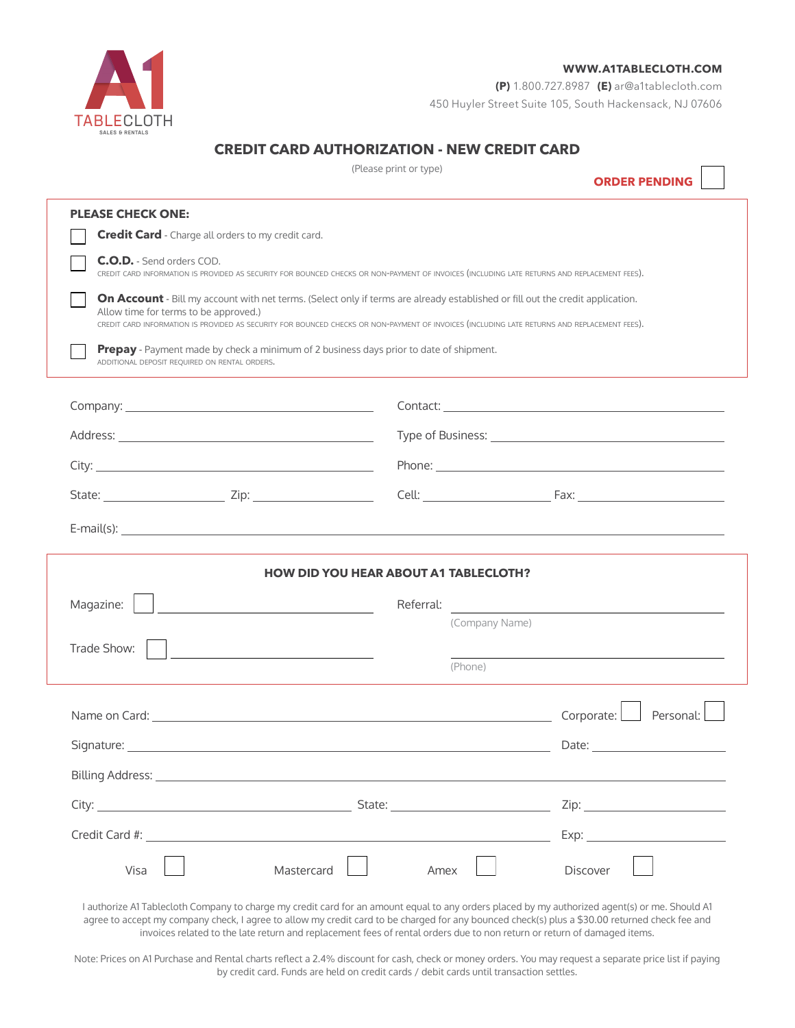A1 TABLECLOTH
SALES & RENTALS

**WWW.A1TABLECLOTH.COM**
**(P)** 1.800.727.8987 **(E)** ar@a1tablecloth.com
450 Huyler Street Suite 105, South Hackensack, NJ 07606

## CREDIT CARD AUTHORIZATION - NEW CREDIT CARD

(Please print or type)

**ORDER PENDING** ☐

**PLEASE CHECK ONE:**

☐ **Credit Card** - Charge all orders to my credit card.

☐ **C.O.D.** - Send orders COD.
CREDIT CARD INFORMATION IS PROVIDED AS SECURITY FOR BOUNCED CHECKS OR NON-PAYMENT OF INVOICES (INCLUDING LATE RETURNS AND REPLACEMENT FEES).

☐ **On Account** - Bill my account with net terms. (Select only if terms are already established or fill out the credit application. Allow time for terms to be approved.)
CREDIT CARD INFORMATION IS PROVIDED AS SECURITY FOR BOUNCED CHECKS OR NON-PAYMENT OF INVOICES (INCLUDING LATE RETURNS AND REPLACEMENT FEES).

☐ **Prepay** - Payment made by check a minimum of 2 business days prior to date of shipment.
ADDITIONAL DEPOSIT REQUIRED ON RENTAL ORDERS.

Company: ______________________ Contact: ______________________

Address: ______________________ Type of Business: ______________________

City: ______________________ Phone: ______________________

State: __________ Zip: __________ Cell: __________ Fax: __________

E-mail(s): ______________________

**HOW DID YOU HEAR ABOUT A1 TABLECLOTH?**

Magazine: ☐ ______________________ Referral: ______________________
(Company Name)

Trade Show: ☐ ______________________ ______________________
(Phone)

Name on Card: ______________________ Corporate: ☐ Personal: ☐

Signature: ______________________ Date: __________

Billing Address: ______________________

City: __________ State: __________ Zip: __________

Credit Card #: ______________________ Exp: __________

Visa ☐ Mastercard ☐ Amex ☐ Discover ☐

I authorize A1 Tablecloth Company to charge my credit card for an amount equal to any orders placed by my authorized agent(s) or me. Should A1 agree to accept my company check, I agree to allow my credit card to be charged for any bounced check(s) plus a $30.00 returned check fee and invoices related to the late return and replacement fees of rental orders due to non return or return of damaged items.

Note: Prices on A1 Purchase and Rental charts reflect a 2.4% discount for cash, check or money orders. You may request a separate price list if paying by credit card. Funds are held on credit cards / debit cards until transaction settles.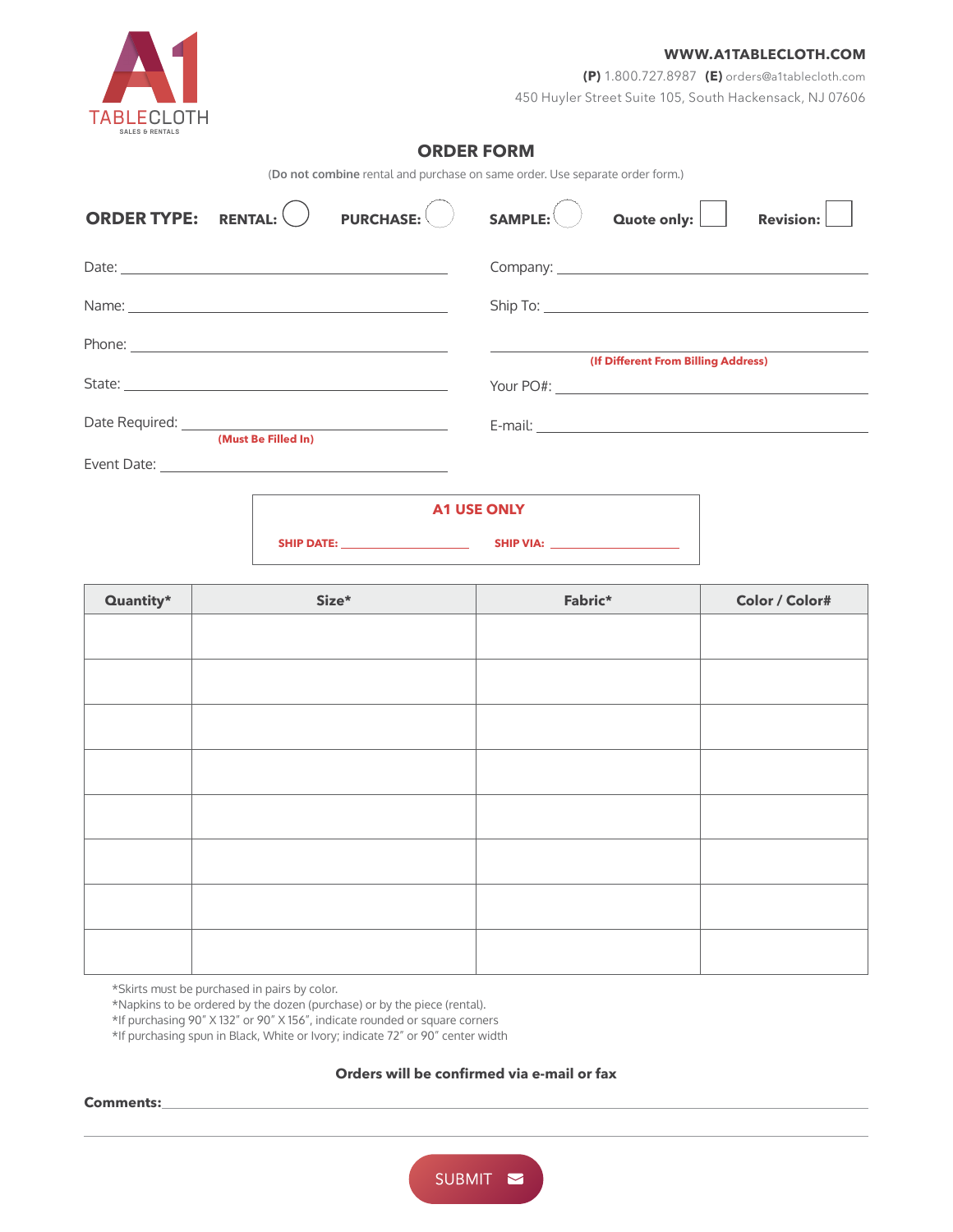A1 TABLECLOTH
SALES & RENTALS

**WWW.A1TABLECLOTH.COM**
**(P)** 1.800.727.8987 **(E)** orders@a1tablecloth.com
450 Huyler Street Suite 105, South Hackensack, NJ 07606

## ORDER FORM

(**Do not combine** rental and purchase on same order. Use separate order form.)

**ORDER TYPE:** **RENTAL:** ○ **PURCHASE:** ○ **SAMPLE:** ○ **Quote only:** ☐ **Revision:** ☐

Date: ______________________

Company: ______________________

Name: ______________________

Ship To: ______________________

______________________
**(If Different From Billing Address)**

Phone: ______________________

State: ______________________

Your PO#: ______________________

Date Required: ______________________
**(Must Be Filled In)**

E-mail: ______________________

Event Date: ______________________

**A1 USE ONLY**

**SHIP DATE:** ______________ **SHIP VIA:** ______________

| Quantity* | Size* | Fabric* | Color / Color# |
|---|---|---|---|
| | | | |
| | | | |
| | | | |
| | | | |
| | | | |
| | | | |
| | | | |
| | | | |

*Skirts must be purchased in pairs by color.
*Napkins to be ordered by the dozen (purchase) or by the piece (rental).
*If purchasing 90" X 132" or 90" X 156", indicate rounded or square corners
*If purchasing spun in Black, White or Ivory; indicate 72" or 90" center width

**Orders will be confirmed via e-mail or fax**

**Comments:** ______________________

SUBMIT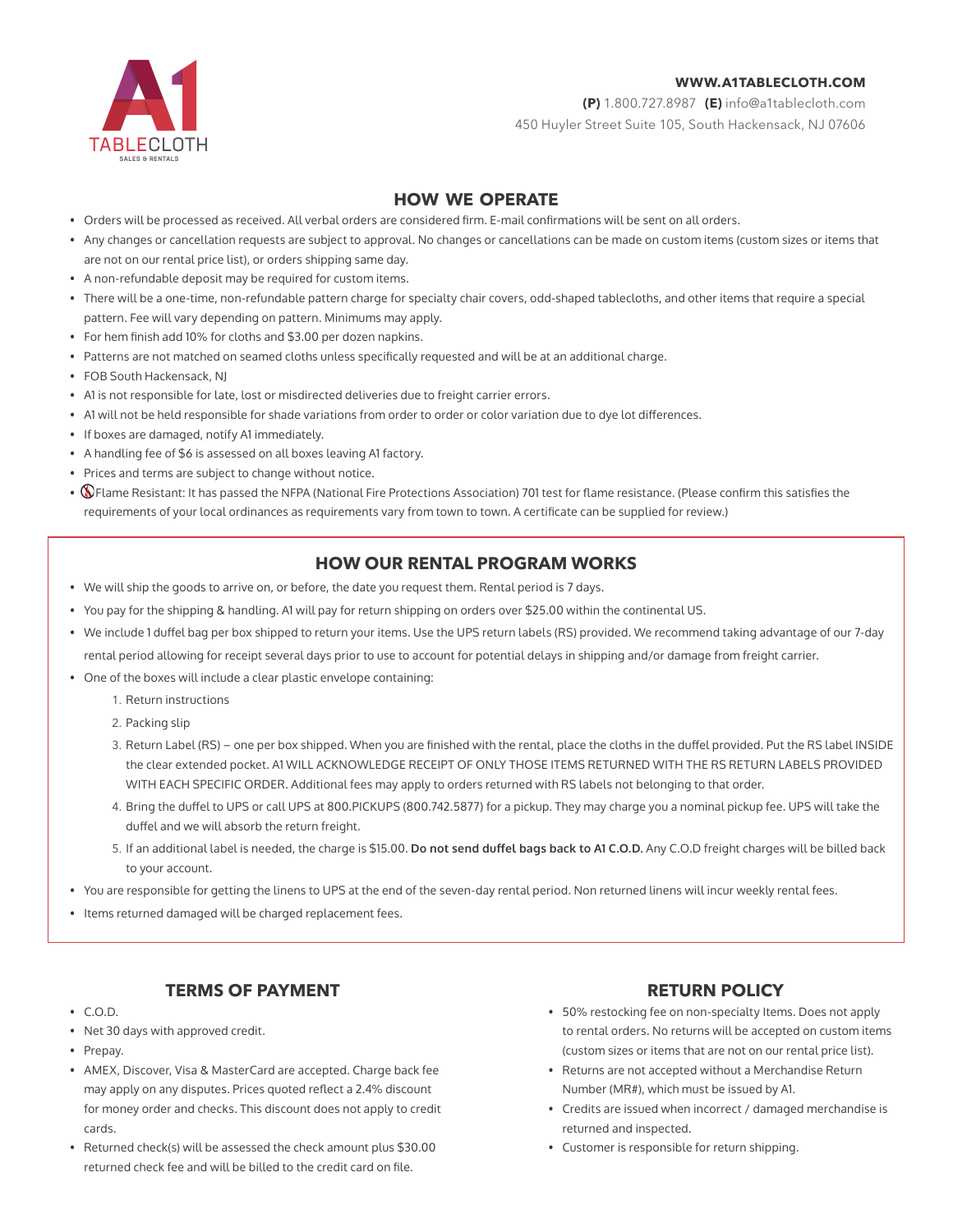A1 TABLECLOTH SALES & RENTALS

**WWW.A1TABLECLOTH.COM**

**(P)** 1.800.727.8987 **(E)** info@a1tablecloth.com

450 Huyler Street Suite 105, South Hackensack, NJ 07606

## HOW WE OPERATE

- Orders will be processed as received. All verbal orders are considered firm. E-mail confirmations will be sent on all orders.
- Any changes or cancellation requests are subject to approval. No changes or cancellations can be made on custom items (custom sizes or items that are not on our rental price list), or orders shipping same day.
- A non-refundable deposit may be required for custom items.
- There will be a one-time, non-refundable pattern charge for specialty chair covers, odd-shaped tablecloths, and other items that require a special pattern. Fee will vary depending on pattern. Minimums may apply.
- For hem finish add 10% for cloths and $3.00 per dozen napkins.
- Patterns are not matched on seamed cloths unless specifically requested and will be at an additional charge.
- FOB South Hackensack, NJ
- A1 is not responsible for late, lost or misdirected deliveries due to freight carrier errors.
- A1 will not be held responsible for shade variations from order to order or color variation due to dye lot differences.
- If boxes are damaged, notify A1 immediately.
- A handling fee of $6 is assessed on all boxes leaving A1 factory.
- Prices and terms are subject to change without notice.
- Flame Resistant: It has passed the NFPA (National Fire Protections Association) 701 test for flame resistance. (Please confirm this satisfies the requirements of your local ordinances as requirements vary from town to town. A certificate can be supplied for review.)

## HOW OUR RENTAL PROGRAM WORKS

- We will ship the goods to arrive on, or before, the date you request them. Rental period is 7 days.
- You pay for the shipping & handling. A1 will pay for return shipping on orders over $25.00 within the continental US.
- We include 1 duffel bag per box shipped to return your items. Use the UPS return labels (RS) provided. We recommend taking advantage of our 7-day rental period allowing for receipt several days prior to use to account for potential delays in shipping and/or damage from freight carrier.
- One of the boxes will include a clear plastic envelope containing:
  1. Return instructions
  2. Packing slip
  3. Return Label (RS) – one per box shipped. When you are finished with the rental, place the cloths in the duffel provided. Put the RS label INSIDE the clear extended pocket. A1 WILL ACKNOWLEDGE RECEIPT OF ONLY THOSE ITEMS RETURNED WITH THE RS RETURN LABELS PROVIDED WITH EACH SPECIFIC ORDER. Additional fees may apply to orders returned with RS labels not belonging to that order.
  4. Bring the duffel to UPS or call UPS at 800.PICKUPS (800.742.5877) for a pickup. They may charge you a nominal pickup fee. UPS will take the duffel and we will absorb the return freight.
  5. If an additional label is needed, the charge is $15.00. **Do not send duffel bags back to A1 C.O.D.** Any C.O.D freight charges will be billed back to your account.
- You are responsible for getting the linens to UPS at the end of the seven-day rental period. Non returned linens will incur weekly rental fees.
- Items returned damaged will be charged replacement fees.

## TERMS OF PAYMENT

- C.O.D.
- Net 30 days with approved credit.
- Prepay.
- AMEX, Discover, Visa & MasterCard are accepted. Charge back fee may apply on any disputes. Prices quoted reflect a 2.4% discount for money order and checks. This discount does not apply to credit cards.
- Returned check(s) will be assessed the check amount plus $30.00 returned check fee and will be billed to the credit card on file.

## RETURN POLICY

- 50% restocking fee on non-specialty Items. Does not apply to rental orders. No returns will be accepted on custom items (custom sizes or items that are not on our rental price list).
- Returns are not accepted without a Merchandise Return Number (MR#), which must be issued by A1.
- Credits are issued when incorrect / damaged merchandise is returned and inspected.
- Customer is responsible for return shipping.